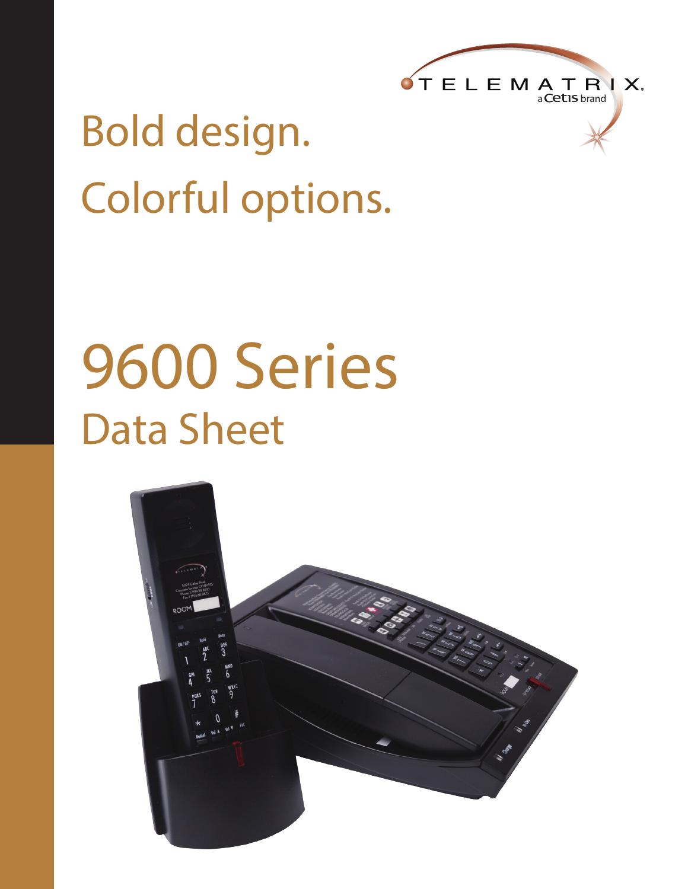TELEMATRIX
a Cetis brand

# Bold design.
# Colorful options.

# 9600 Series
## Data Sheet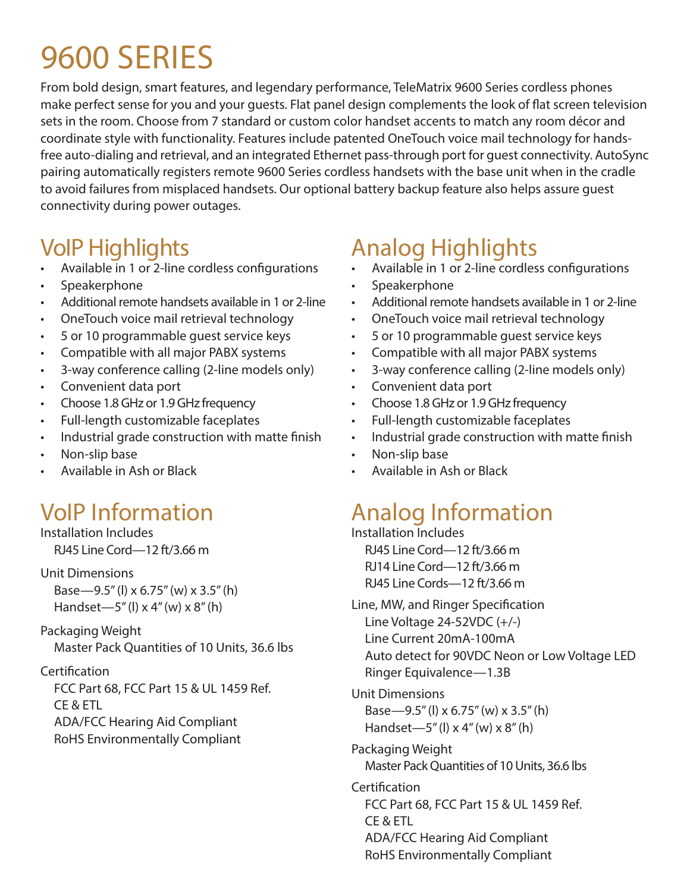# 9600 SERIES

From bold design, smart features, and legendary performance, TeleMatrix 9600 Series cordless phones make perfect sense for you and your guests. Flat panel design complements the look of flat screen television sets in the room. Choose from 7 standard or custom color handset accents to match any room décor and coordinate style with functionality. Features include patented OneTouch voice mail technology for hands-free auto-dialing and retrieval, and an integrated Ethernet pass-through port for guest connectivity. AutoSync pairing automatically registers remote 9600 Series cordless handsets with the base unit when in the cradle to avoid failures from misplaced handsets. Our optional battery backup feature also helps assure guest connectivity during power outages.

## VoIP Highlights

- Available in 1 or 2-line cordless configurations
- Speakerphone
- Additional remote handsets available in 1 or 2-line
- OneTouch voice mail retrieval technology
- 5 or 10 programmable guest service keys
- Compatible with all major PABX systems
- 3-way conference calling (2-line models only)
- Convenient data port
- Choose 1.8 GHz or 1.9 GHz frequency
- Full-length customizable faceplates
- Industrial grade construction with matte finish
- Non-slip base
- Available in Ash or Black

## VoIP Information

Installation Includes
RJ45 Line Cord—12 ft/3.66 m

Unit Dimensions
Base—9.5" (l) x 6.75" (w) x 3.5" (h)
Handset—5" (l) x 4" (w) x 8" (h)

Packaging Weight
Master Pack Quantities of 10 Units, 36.6 lbs

Certification
FCC Part 68, FCC Part 15 & UL 1459 Ref.
CE & ETL
ADA/FCC Hearing Aid Compliant
RoHS Environmentally Compliant

## Analog Highlights

- Available in 1 or 2-line cordless configurations
- Speakerphone
- Additional remote handsets available in 1 or 2-line
- OneTouch voice mail retrieval technology
- 5 or 10 programmable guest service keys
- Compatible with all major PABX systems
- 3-way conference calling (2-line models only)
- Convenient data port
- Choose 1.8 GHz or 1.9 GHz frequency
- Full-length customizable faceplates
- Industrial grade construction with matte finish
- Non-slip base
- Available in Ash or Black

## Analog Information

Installation Includes
RJ45 Line Cord—12 ft/3.66 m
RJ14 Line Cord—12 ft/3.66 m
RJ45 Line Cords—12 ft/3.66 m

Line, MW, and Ringer Specification
Line Voltage 24-52VDC (+/-)
Line Current 20mA-100mA
Auto detect for 90VDC Neon or Low Voltage LED
Ringer Equivalence—1.3B

Unit Dimensions
Base—9.5" (l) x 6.75" (w) x 3.5" (h)
Handset—5" (l) x 4" (w) x 8" (h)

Packaging Weight
Master Pack Quantities of 10 Units, 36.6 lbs

Certification
FCC Part 68, FCC Part 15 & UL 1459 Ref.
CE & ETL
ADA/FCC Hearing Aid Compliant
RoHS Environmentally Compliant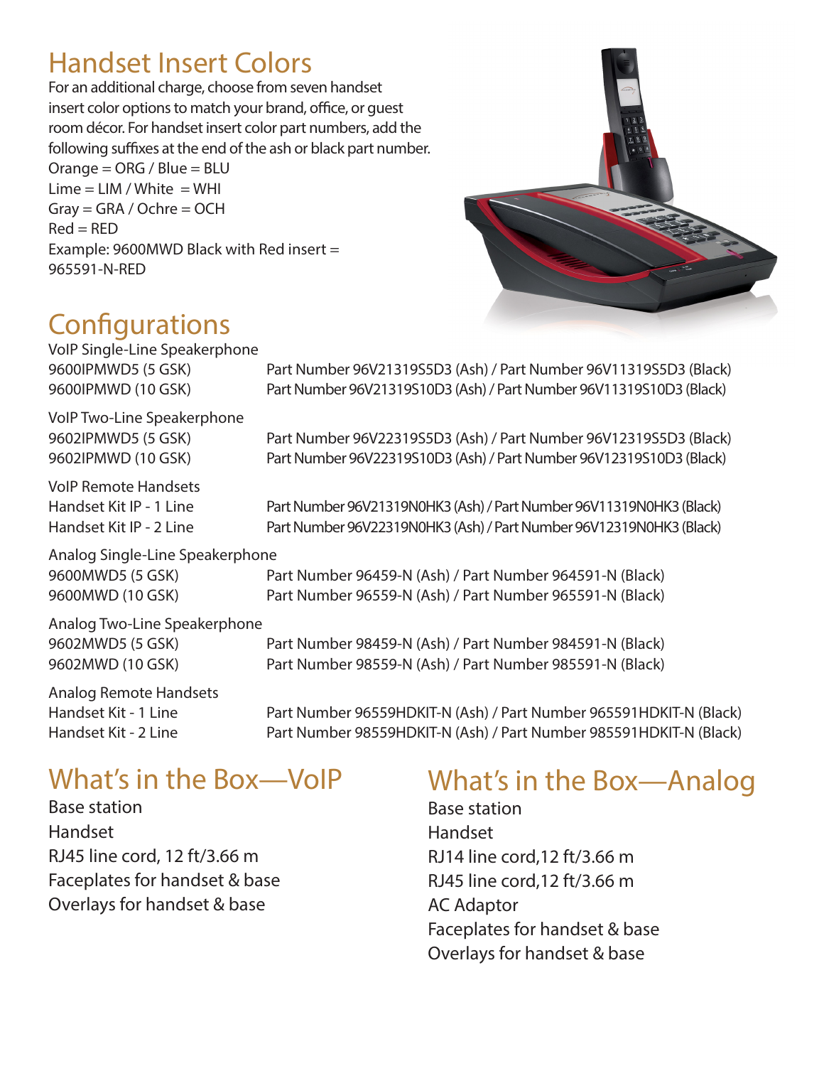## Handset Insert Colors

For an additional charge, choose from seven handset insert color options to match your brand, office, or guest room décor. For handset insert color part numbers, add the following suffixes at the end of the ash or black part number.

Orange = ORG / Blue = BLU
Lime = LIM / White = WHI
Gray = GRA / Ochre = OCH
Red = RED
Example: 9600MWD Black with Red insert = 965591-N-RED

## Configurations

VoIP Single-Line Speakerphone

| | |
|---|---|
| 9600IPMWD5 (5 GSK) | Part Number 96V21319S5D3 (Ash) / Part Number 96V11319S5D3 (Black) |
| 9600IPMWD (10 GSK) | Part Number 96V21319S10D3 (Ash) / Part Number 96V11319S10D3 (Black) |

VoIP Two-Line Speakerphone

| | |
|---|---|
| 9602IPMWD5 (5 GSK) | Part Number 96V22319S5D3 (Ash) / Part Number 96V12319S5D3 (Black) |
| 9602IPMWD (10 GSK) | Part Number 96V22319S10D3 (Ash) / Part Number 96V12319S10D3 (Black) |

VoIP Remote Handsets

| | |
|---|---|
| Handset Kit IP - 1 Line | Part Number 96V21319N0HK3 (Ash) / Part Number 96V11319N0HK3 (Black) |
| Handset Kit IP - 2 Line | Part Number 96V22319N0HK3 (Ash) / Part Number 96V12319N0HK3 (Black) |

Analog Single-Line Speakerphone

| | |
|---|---|
| 9600MWD5 (5 GSK) | Part Number 96459-N (Ash) / Part Number 964591-N (Black) |
| 9600MWD (10 GSK) | Part Number 96559-N (Ash) / Part Number 965591-N (Black) |

Analog Two-Line Speakerphone

| | |
|---|---|
| 9602MWD5 (5 GSK) | Part Number 98459-N (Ash) / Part Number 984591-N (Black) |
| 9602MWD (10 GSK) | Part Number 98559-N (Ash) / Part Number 985591-N (Black) |

Analog Remote Handsets

| | |
|---|---|
| Handset Kit - 1 Line | Part Number 96559HDKIT-N (Ash) / Part Number 965591HDKIT-N (Black) |
| Handset Kit - 2 Line | Part Number 98559HDKIT-N (Ash) / Part Number 985591HDKIT-N (Black) |

## What's in the Box—VoIP

Base station
Handset
RJ45 line cord, 12 ft/3.66 m
Faceplates for handset & base
Overlays for handset & base

## What's in the Box—Analog

Base station
Handset
RJ14 line cord,12 ft/3.66 m
RJ45 line cord,12 ft/3.66 m
AC Adaptor
Faceplates for handset & base
Overlays for handset & base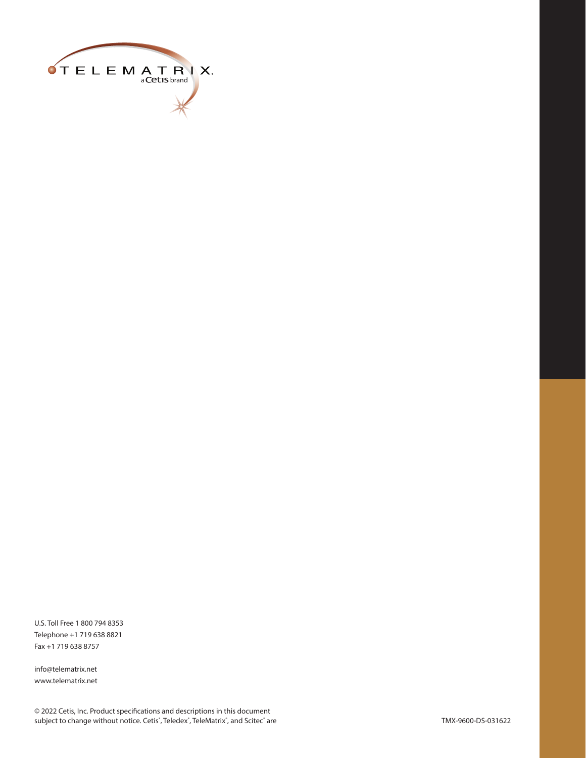TELEMATRIX.
a Cetis brand

U.S. Toll Free 1 800 794 8353
Telephone +1 719 638 8821
Fax +1 719 638 8757

info@telematrix.net
www.telematrix.net

© 2022 Cetis, Inc. Product specifications and descriptions in this document subject to change without notice. Cetis®, Teledex®, TeleMatrix®, and Scitec® are

TMX-9600-DS-031622